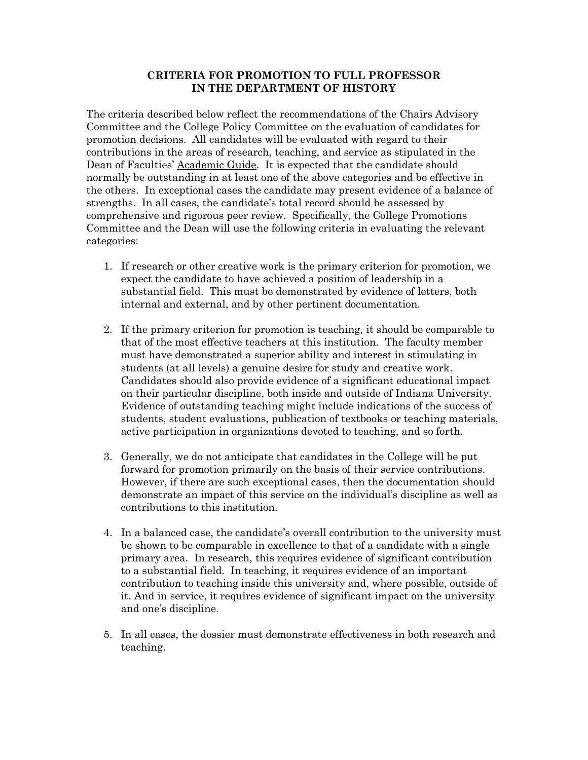# CRITERIA FOR PROMOTION TO FULL PROFESSOR IN THE DEPARTMENT OF HISTORY

The criteria described below reflect the recommendations of the Chairs Advisory Committee and the College Policy Committee on the evaluation of candidates for promotion decisions. All candidates will be evaluated with regard to their contributions in the areas of research, teaching, and service as stipulated in the Dean of Faculties' Academic Guide. It is expected that the candidate should normally be outstanding in at least one of the above categories and be effective in the others. In exceptional cases the candidate may present evidence of a balance of strengths. In all cases, the candidate's total record should be assessed by comprehensive and rigorous peer review. Specifically, the College Promotions Committee and the Dean will use the following criteria in evaluating the relevant categories:

1. If research or other creative work is the primary criterion for promotion, we expect the candidate to have achieved a position of leadership in a substantial field. This must be demonstrated by evidence of letters, both internal and external, and by other pertinent documentation.

2. If the primary criterion for promotion is teaching, it should be comparable to that of the most effective teachers at this institution. The faculty member must have demonstrated a superior ability and interest in stimulating in students (at all levels) a genuine desire for study and creative work. Candidates should also provide evidence of a significant educational impact on their particular discipline, both inside and outside of Indiana University. Evidence of outstanding teaching might include indications of the success of students, student evaluations, publication of textbooks or teaching materials, active participation in organizations devoted to teaching, and so forth.

3. Generally, we do not anticipate that candidates in the College will be put forward for promotion primarily on the basis of their service contributions. However, if there are such exceptional cases, then the documentation should demonstrate an impact of this service on the individual's discipline as well as contributions to this institution.

4. In a balanced case, the candidate's overall contribution to the university must be shown to be comparable in excellence to that of a candidate with a single primary area. In research, this requires evidence of significant contribution to a substantial field. In teaching, it requires evidence of an important contribution to teaching inside this university and, where possible, outside of it. And in service, it requires evidence of significant impact on the university and one's discipline.

5. In all cases, the dossier must demonstrate effectiveness in both research and teaching.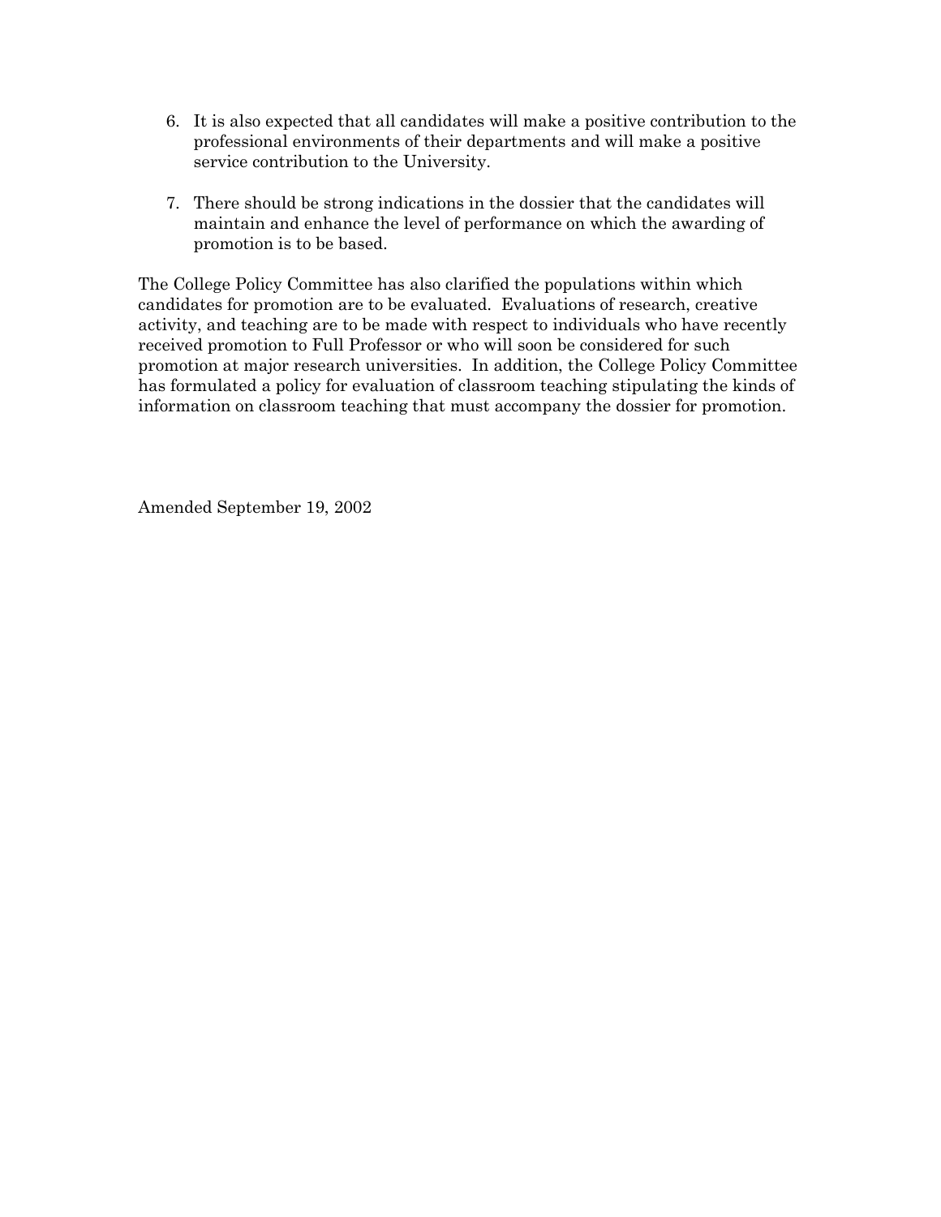6. It is also expected that all candidates will make a positive contribution to the professional environments of their departments and will make a positive service contribution to the University.

7. There should be strong indications in the dossier that the candidates will maintain and enhance the level of performance on which the awarding of promotion is to be based.

The College Policy Committee has also clarified the populations within which candidates for promotion are to be evaluated. Evaluations of research, creative activity, and teaching are to be made with respect to individuals who have recently received promotion to Full Professor or who will soon be considered for such promotion at major research universities. In addition, the College Policy Committee has formulated a policy for evaluation of classroom teaching stipulating the kinds of information on classroom teaching that must accompany the dossier for promotion.

Amended September 19, 2002